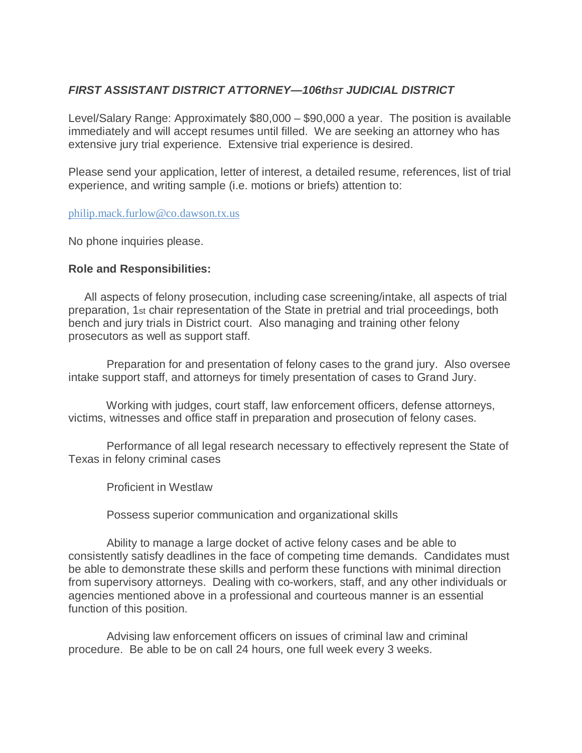***FIRST ASSISTANT DISTRICT ATTORNEY—106thST JUDICIAL DISTRICT***

Level/Salary Range: Approximately $80,000 – $90,000 a year. The position is available immediately and will accept resumes until filled. We are seeking an attorney who has extensive jury trial experience. Extensive trial experience is desired.

Please send your application, letter of interest, a detailed resume, references, list of trial experience, and writing sample (i.e. motions or briefs) attention to:

philip.mack.furlow@co.dawson.tx.us

No phone inquiries please.

**Role and Responsibilities:**

All aspects of felony prosecution, including case screening/intake, all aspects of trial preparation, 1st chair representation of the State in pretrial and trial proceedings, both bench and jury trials in District court. Also managing and training other felony prosecutors as well as support staff.

Preparation for and presentation of felony cases to the grand jury. Also oversee intake support staff, and attorneys for timely presentation of cases to Grand Jury.

Working with judges, court staff, law enforcement officers, defense attorneys, victims, witnesses and office staff in preparation and prosecution of felony cases.

Performance of all legal research necessary to effectively represent the State of Texas in felony criminal cases

Proficient in Westlaw

Possess superior communication and organizational skills

Ability to manage a large docket of active felony cases and be able to consistently satisfy deadlines in the face of competing time demands. Candidates must be able to demonstrate these skills and perform these functions with minimal direction from supervisory attorneys. Dealing with co-workers, staff, and any other individuals or agencies mentioned above in a professional and courteous manner is an essential function of this position.

Advising law enforcement officers on issues of criminal law and criminal procedure. Be able to be on call 24 hours, one full week every 3 weeks.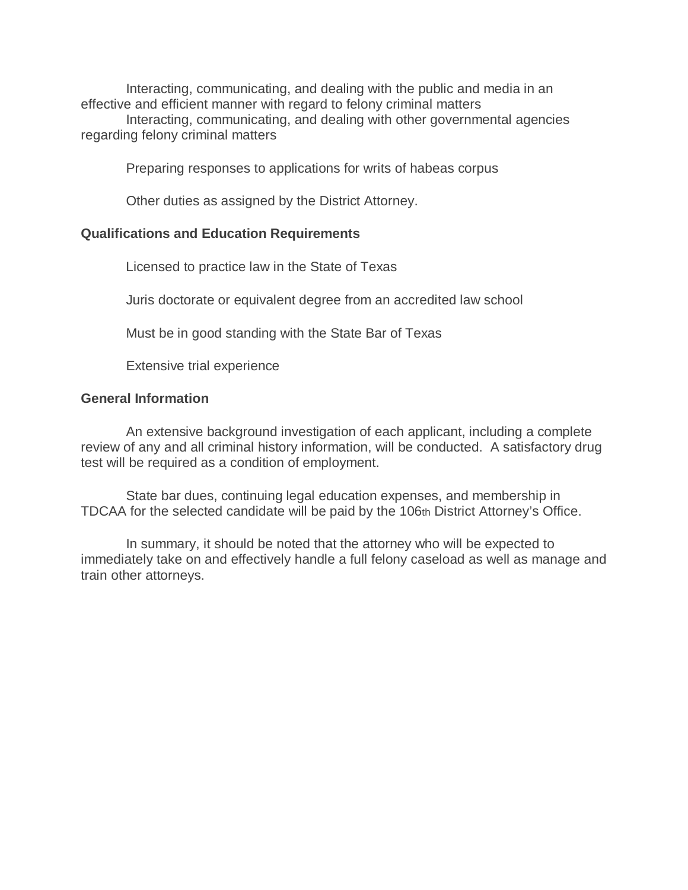Interacting, communicating, and dealing with the public and media in an effective and efficient manner with regard to felony criminal matters

Interacting, communicating, and dealing with other governmental agencies regarding felony criminal matters

Preparing responses to applications for writs of habeas corpus

Other duties as assigned by the District Attorney.

**Qualifications and Education Requirements**

Licensed to practice law in the State of Texas

Juris doctorate or equivalent degree from an accredited law school

Must be in good standing with the State Bar of Texas

Extensive trial experience

**General Information**

An extensive background investigation of each applicant, including a complete review of any and all criminal history information, will be conducted. A satisfactory drug test will be required as a condition of employment.

State bar dues, continuing legal education expenses, and membership in TDCAA for the selected candidate will be paid by the 106th District Attorney's Office.

In summary, it should be noted that the attorney who will be expected to immediately take on and effectively handle a full felony caseload as well as manage and train other attorneys.